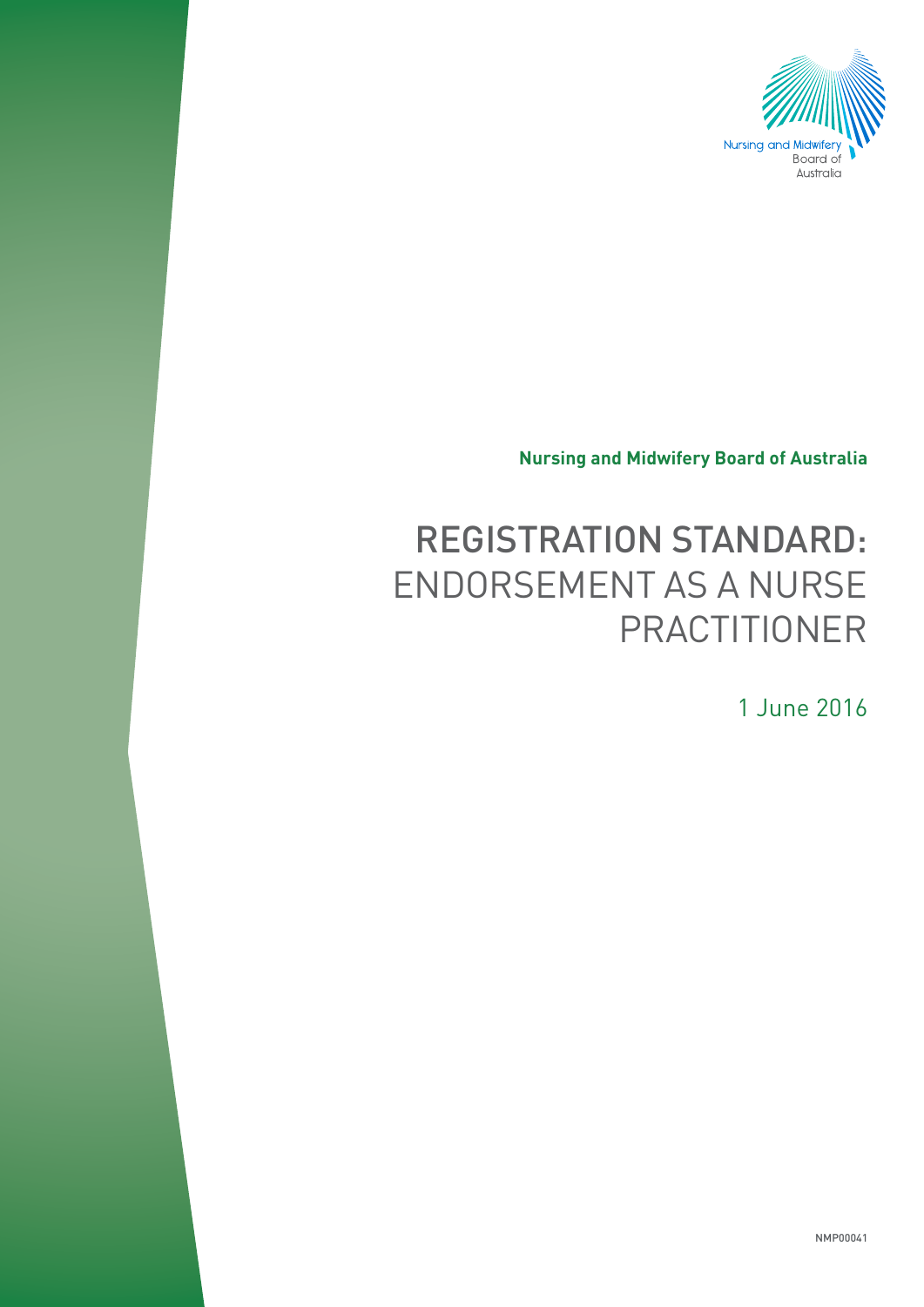Nursing and Midwifery Board of Australia

**Nursing and Midwifery Board of Australia**

# REGISTRATION STANDARD: ENDORSEMENT AS A NURSE PRACTITIONER

1 June 2016

NMP00041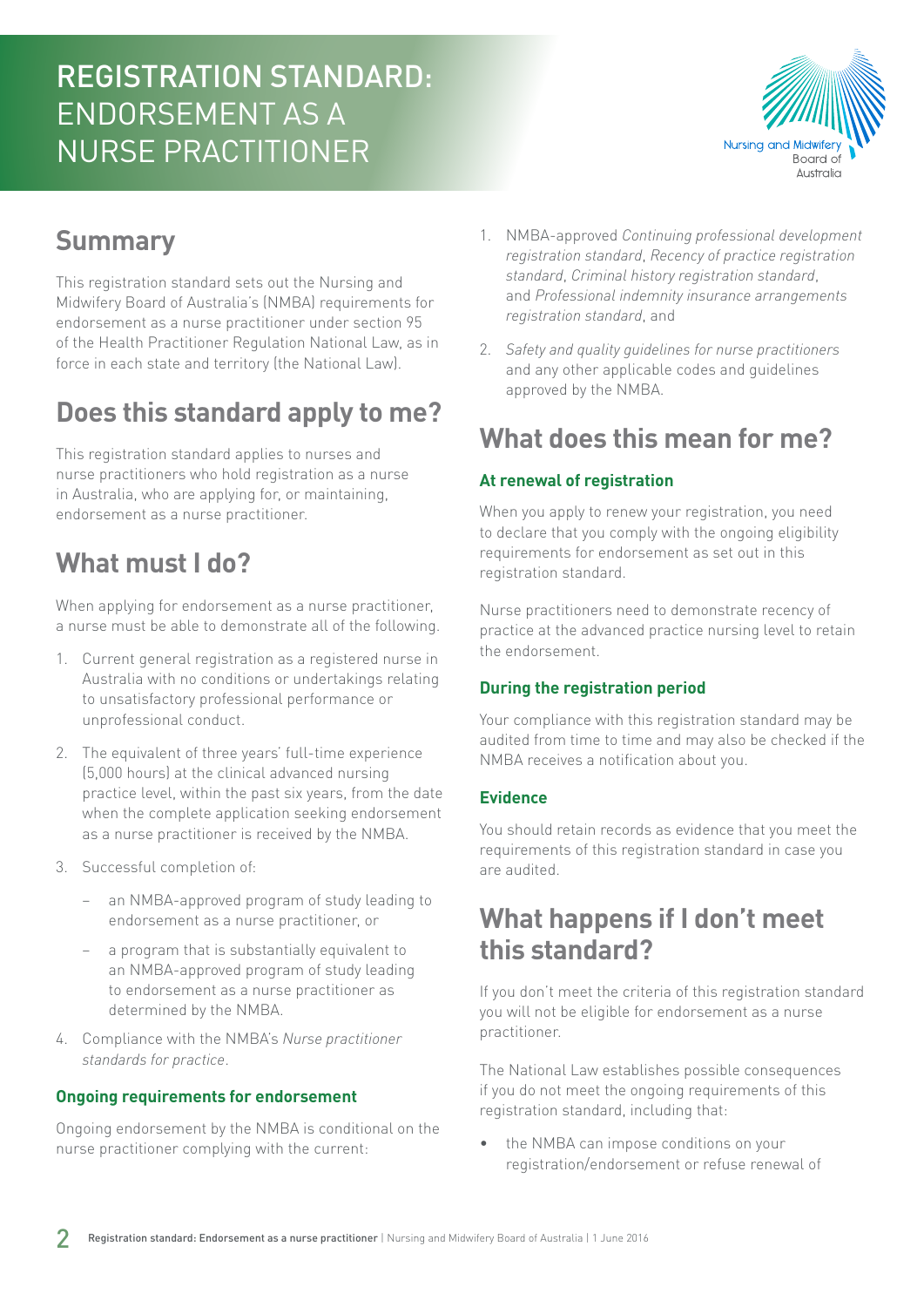# REGISTRATION STANDARD: ENDORSEMENT AS A NURSE PRACTITIONER

## Summary

This registration standard sets out the Nursing and Midwifery Board of Australia's (NMBA) requirements for endorsement as a nurse practitioner under section 95 of the Health Practitioner Regulation National Law, as in force in each state and territory (the National Law).

## Does this standard apply to me?

This registration standard applies to nurses and nurse practitioners who hold registration as a nurse in Australia, who are applying for, or maintaining, endorsement as a nurse practitioner.

## What must I do?

When applying for endorsement as a nurse practitioner, a nurse must be able to demonstrate all of the following.

1. Current general registration as a registered nurse in Australia with no conditions or undertakings relating to unsatisfactory professional performance or unprofessional conduct.
2. The equivalent of three years' full-time experience (5,000 hours) at the clinical advanced nursing practice level, within the past six years, from the date when the complete application seeking endorsement as a nurse practitioner is received by the NMBA.
3. Successful completion of:
   - an NMBA-approved program of study leading to endorsement as a nurse practitioner, or
   - a program that is substantially equivalent to an NMBA-approved program of study leading to endorsement as a nurse practitioner as determined by the NMBA.
4. Compliance with the NMBA's *Nurse practitioner standards for practice*.

### Ongoing requirements for endorsement

Ongoing endorsement by the NMBA is conditional on the nurse practitioner complying with the current:

1. NMBA-approved *Continuing professional development registration standard*, *Recency of practice registration standard*, *Criminal history registration standard*, and *Professional indemnity insurance arrangements registration standard*, and
2. *Safety and quality guidelines for nurse practitioners* and any other applicable codes and guidelines approved by the NMBA.

## What does this mean for me?

### At renewal of registration

When you apply to renew your registration, you need to declare that you comply with the ongoing eligibility requirements for endorsement as set out in this registration standard.

Nurse practitioners need to demonstrate recency of practice at the advanced practice nursing level to retain the endorsement.

### During the registration period

Your compliance with this registration standard may be audited from time to time and may also be checked if the NMBA receives a notification about you.

### Evidence

You should retain records as evidence that you meet the requirements of this registration standard in case you are audited.

## What happens if I don't meet this standard?

If you don't meet the criteria of this registration standard you will not be eligible for endorsement as a nurse practitioner.

The National Law establishes possible consequences if you do not meet the ongoing requirements of this registration standard, including that:

- the NMBA can impose conditions on your registration/endorsement or refuse renewal of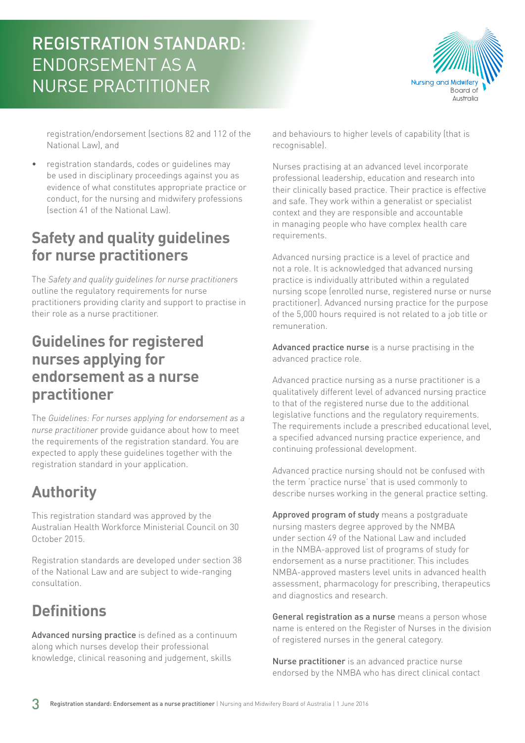registration/endorsement (sections 82 and 112 of the National Law), and

- registration standards, codes or guidelines may be used in disciplinary proceedings against you as evidence of what constitutes appropriate practice or conduct, for the nursing and midwifery professions (section 41 of the National Law).

## Safety and quality guidelines for nurse practitioners

The *Safety and quality guidelines for nurse practitioners* outline the regulatory requirements for nurse practitioners providing clarity and support to practise in their role as a nurse practitioner.

## Guidelines for registered nurses applying for endorsement as a nurse practitioner

The *Guidelines: For nurses applying for endorsement as a nurse practitioner* provide guidance about how to meet the requirements of the registration standard. You are expected to apply these guidelines together with the registration standard in your application.

## Authority

This registration standard was approved by the Australian Health Workforce Ministerial Council on 30 October 2015.

Registration standards are developed under section 38 of the National Law and are subject to wide-ranging consultation.

## Definitions

**Advanced nursing practice** is defined as a continuum along which nurses develop their professional knowledge, clinical reasoning and judgement, skills and behaviours to higher levels of capability (that is recognisable).

Nurses practising at an advanced level incorporate professional leadership, education and research into their clinically based practice. Their practice is effective and safe. They work within a generalist or specialist context and they are responsible and accountable in managing people who have complex health care requirements.

Advanced nursing practice is a level of practice and not a role. It is acknowledged that advanced nursing practice is individually attributed within a regulated nursing scope (enrolled nurse, registered nurse or nurse practitioner). Advanced nursing practice for the purpose of the 5,000 hours required is not related to a job title or remuneration.

**Advanced practice nurse** is a nurse practising in the advanced practice role.

Advanced practice nursing as a nurse practitioner is a qualitatively different level of advanced nursing practice to that of the registered nurse due to the additional legislative functions and the regulatory requirements. The requirements include a prescribed educational level, a specified advanced nursing practice experience, and continuing professional development.

Advanced practice nursing should not be confused with the term 'practice nurse' that is used commonly to describe nurses working in the general practice setting.

**Approved program of study** means a postgraduate nursing masters degree approved by the NMBA under section 49 of the National Law and included in the NMBA-approved list of programs of study for endorsement as a nurse practitioner. This includes NMBA-approved masters level units in advanced health assessment, pharmacology for prescribing, therapeutics and diagnostics and research.

**General registration as a nurse** means a person whose name is entered on the Register of Nurses in the division of registered nurses in the general category.

**Nurse practitioner** is an advanced practice nurse endorsed by the NMBA who has direct clinical contact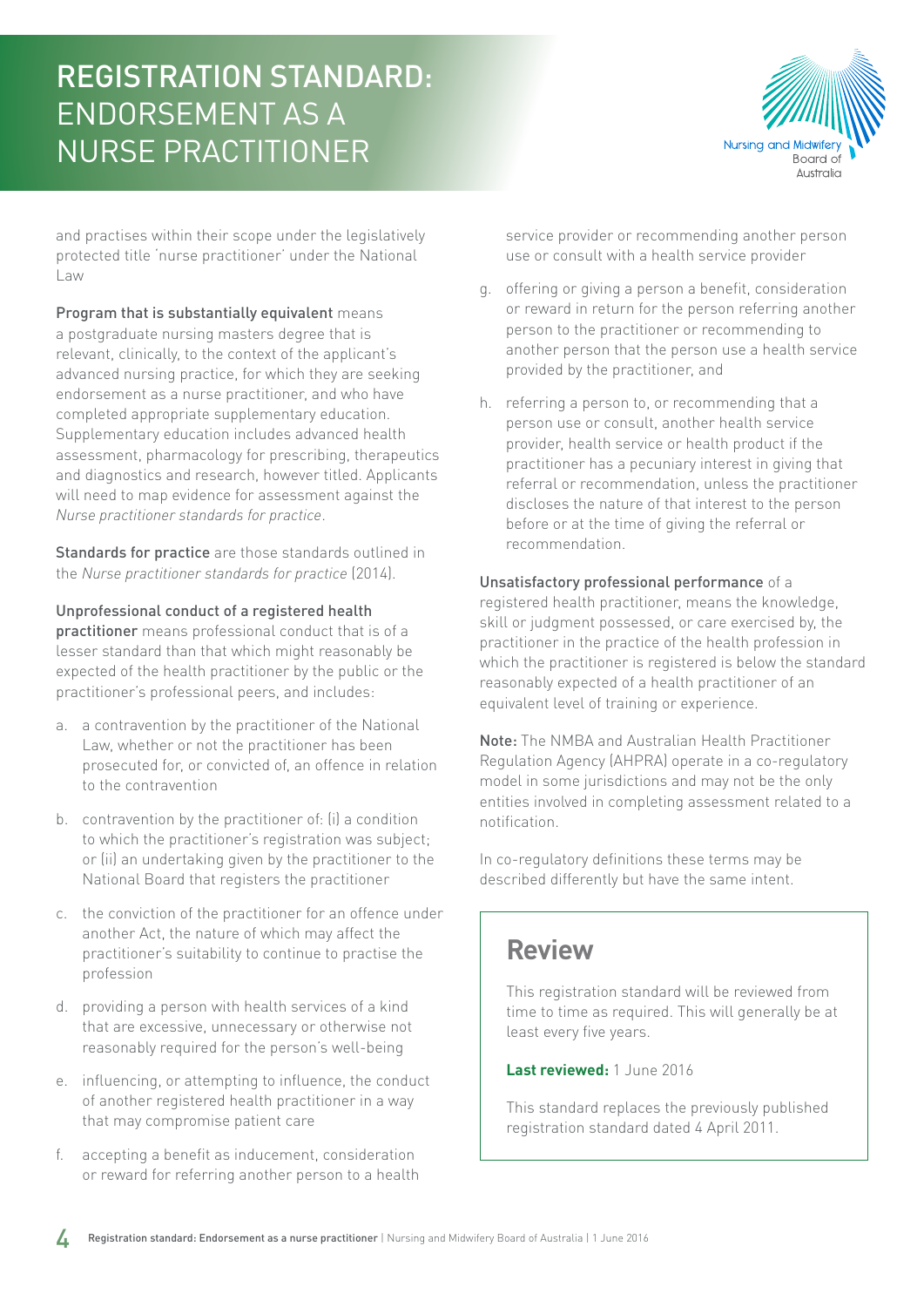and practises within their scope under the legislatively protected title 'nurse practitioner' under the National Law

**Program that is substantially equivalent** means a postgraduate nursing masters degree that is relevant, clinically, to the context of the applicant's advanced nursing practice, for which they are seeking endorsement as a nurse practitioner, and who have completed appropriate supplementary education. Supplementary education includes advanced health assessment, pharmacology for prescribing, therapeutics and diagnostics and research, however titled. Applicants will need to map evidence for assessment against the *Nurse practitioner standards for practice*.

**Standards for practice** are those standards outlined in the *Nurse practitioner standards for practice* (2014).

**Unprofessional conduct of a registered health practitioner** means professional conduct that is of a lesser standard than that which might reasonably be expected of the health practitioner by the public or the practitioner's professional peers, and includes:

a. a contravention by the practitioner of the National Law, whether or not the practitioner has been prosecuted for, or convicted of, an offence in relation to the contravention

b. contravention by the practitioner of: (i) a condition to which the practitioner's registration was subject; or (ii) an undertaking given by the practitioner to the National Board that registers the practitioner

c. the conviction of the practitioner for an offence under another Act, the nature of which may affect the practitioner's suitability to continue to practise the profession

d. providing a person with health services of a kind that are excessive, unnecessary or otherwise not reasonably required for the person's well-being

e. influencing, or attempting to influence, the conduct of another registered health practitioner in a way that may compromise patient care

f. accepting a benefit as inducement, consideration or reward for referring another person to a health service provider or recommending another person use or consult with a health service provider

g. offering or giving a person a benefit, consideration or reward in return for the person referring another person to the practitioner or recommending to another person that the person use a health service provided by the practitioner, and

h. referring a person to, or recommending that a person use or consult, another health service provider, health service or health product if the practitioner has a pecuniary interest in giving that referral or recommendation, unless the practitioner discloses the nature of that interest to the person before or at the time of giving the referral or recommendation.

**Unsatisfactory professional performance** of a registered health practitioner, means the knowledge, skill or judgment possessed, or care exercised by, the practitioner in the practice of the health profession in which the practitioner is registered is below the standard reasonably expected of a health practitioner of an equivalent level of training or experience.

**Note:** The NMBA and Australian Health Practitioner Regulation Agency (AHPRA) operate in a co-regulatory model in some jurisdictions and may not be the only entities involved in completing assessment related to a notification.

In co-regulatory definitions these terms may be described differently but have the same intent.

## Review

This registration standard will be reviewed from time to time as required. This will generally be at least every five years.

**Last reviewed:** 1 June 2016

This standard replaces the previously published registration standard dated 4 April 2011.